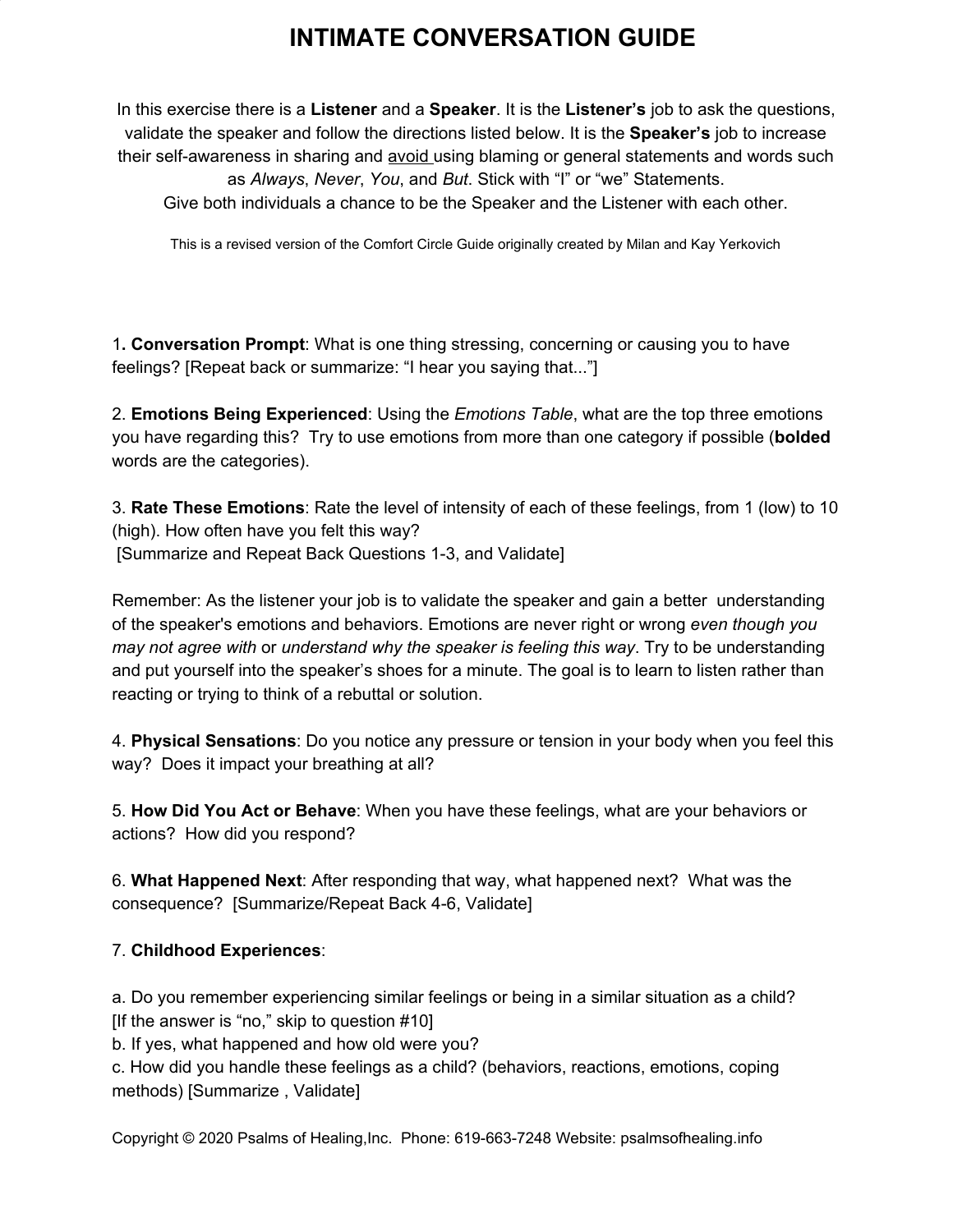# INTIMATE CONVERSATION GUIDE

In this exercise there is a **Listener** and a **Speaker**. It is the **Listener's** job to ask the questions, validate the speaker and follow the directions listed below. It is the **Speaker's** job to increase their self-awareness in sharing and <u>avoid</u> using blaming or general statements and words such as *Always*, *Never*, *You*, and *But*. Stick with "I" or "we" Statements.
Give both individuals a chance to be the Speaker and the Listener with each other.

This is a revised version of the Comfort Circle Guide originally created by Milan and Kay Yerkovich

1**. Conversation Prompt**: What is one thing stressing, concerning or causing you to have feelings? [Repeat back or summarize: "I hear you saying that..."]

2. **Emotions Being Experienced**: Using the *Emotions Table*, what are the top three emotions you have regarding this? Try to use emotions from more than one category if possible (**bolded** words are the categories).

3. **Rate These Emotions**: Rate the level of intensity of each of these feelings, from 1 (low) to 10 (high). How often have you felt this way?
[Summarize and Repeat Back Questions 1-3, and Validate]

Remember: As the listener your job is to validate the speaker and gain a better understanding of the speaker's emotions and behaviors. Emotions are never right or wrong *even though you may not agree with* or *understand why the speaker is feeling this way*. Try to be understanding and put yourself into the speaker's shoes for a minute. The goal is to learn to listen rather than reacting or trying to think of a rebuttal or solution.

4. **Physical Sensations**: Do you notice any pressure or tension in your body when you feel this way? Does it impact your breathing at all?

5. **How Did You Act or Behave**: When you have these feelings, what are your behaviors or actions? How did you respond?

6. **What Happened Next**: After responding that way, what happened next? What was the consequence? [Summarize/Repeat Back 4-6, Validate]

7. **Childhood Experiences**:

a. Do you remember experiencing similar feelings or being in a similar situation as a child? [If the answer is "no," skip to question #10]
b. If yes, what happened and how old were you?
c. How did you handle these feelings as a child? (behaviors, reactions, emotions, coping methods) [Summarize , Validate]

Copyright © 2020 Psalms of Healing,Inc. Phone: 619-663-7248 Website: psalmsofhealing.info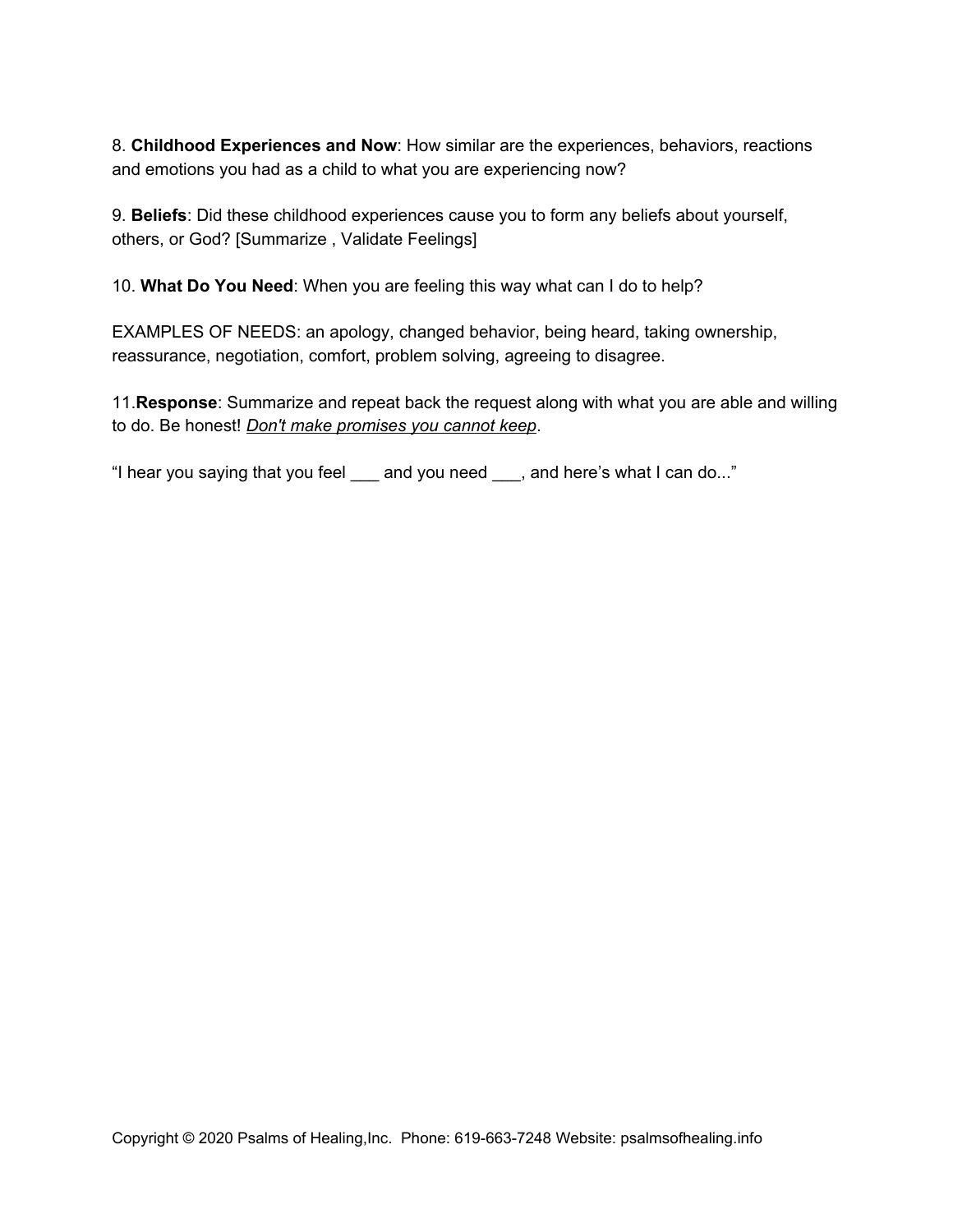8. **Childhood Experiences and Now**: How similar are the experiences, behaviors, reactions and emotions you had as a child to what you are experiencing now?

9. **Beliefs**: Did these childhood experiences cause you to form any beliefs about yourself, others, or God? [Summarize , Validate Feelings]

10. **What Do You Need**: When you are feeling this way what can I do to help?

EXAMPLES OF NEEDS: an apology, changed behavior, being heard, taking ownership, reassurance, negotiation, comfort, problem solving, agreeing to disagree.

11.**Response**: Summarize and repeat back the request along with what you are able and willing to do. Be honest! *<u>Don't make promises you cannot keep</u>*.

“I hear you saying that you feel ___ and you need ___, and here’s what I can do...”

Copyright © 2020 Psalms of Healing,Inc. Phone: 619-663-7248 Website: psalmsofhealing.info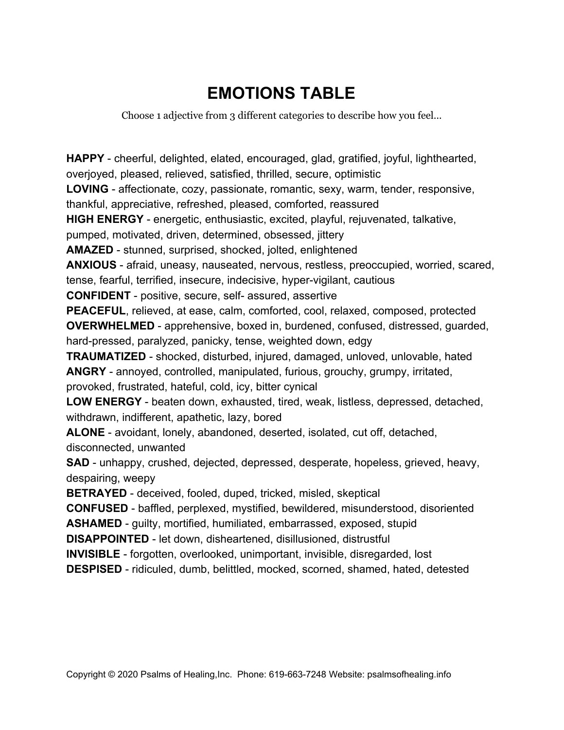# EMOTIONS TABLE

Choose 1 adjective from 3 different categories to describe how you feel...

**HAPPY** - cheerful, delighted, elated, encouraged, glad, gratified, joyful, lighthearted, overjoyed, pleased, relieved, satisfied, thrilled, secure, optimistic
**LOVING** - affectionate, cozy, passionate, romantic, sexy, warm, tender, responsive, thankful, appreciative, refreshed, pleased, comforted, reassured
**HIGH ENERGY** - energetic, enthusiastic, excited, playful, rejuvenated, talkative, pumped, motivated, driven, determined, obsessed, jittery
**AMAZED** - stunned, surprised, shocked, jolted, enlightened
**ANXIOUS** - afraid, uneasy, nauseated, nervous, restless, preoccupied, worried, scared, tense, fearful, terrified, insecure, indecisive, hyper-vigilant, cautious
**CONFIDENT** - positive, secure, self- assured, assertive
**PEACEFUL**, relieved, at ease, calm, comforted, cool, relaxed, composed, protected
**OVERWHELMED** - apprehensive, boxed in, burdened, confused, distressed, guarded, hard-pressed, paralyzed, panicky, tense, weighted down, edgy
**TRAUMATIZED** - shocked, disturbed, injured, damaged, unloved, unlovable, hated
**ANGRY** - annoyed, controlled, manipulated, furious, grouchy, grumpy, irritated, provoked, frustrated, hateful, cold, icy, bitter cynical
**LOW ENERGY** - beaten down, exhausted, tired, weak, listless, depressed, detached, withdrawn, indifferent, apathetic, lazy, bored
**ALONE** - avoidant, lonely, abandoned, deserted, isolated, cut off, detached, disconnected, unwanted
**SAD** - unhappy, crushed, dejected, depressed, desperate, hopeless, grieved, heavy, despairing, weepy
**BETRAYED** - deceived, fooled, duped, tricked, misled, skeptical
**CONFUSED** - baffled, perplexed, mystified, bewildered, misunderstood, disoriented
**ASHAMED** - guilty, mortified, humiliated, embarrassed, exposed, stupid
**DISAPPOINTED** - let down, disheartened, disillusioned, distrustful
**INVISIBLE** - forgotten, overlooked, unimportant, invisible, disregarded, lost
**DESPISED** - ridiculed, dumb, belittled, mocked, scorned, shamed, hated, detested

Copyright © 2020 Psalms of Healing,Inc. Phone: 619-663-7248 Website: psalmsofhealing.info